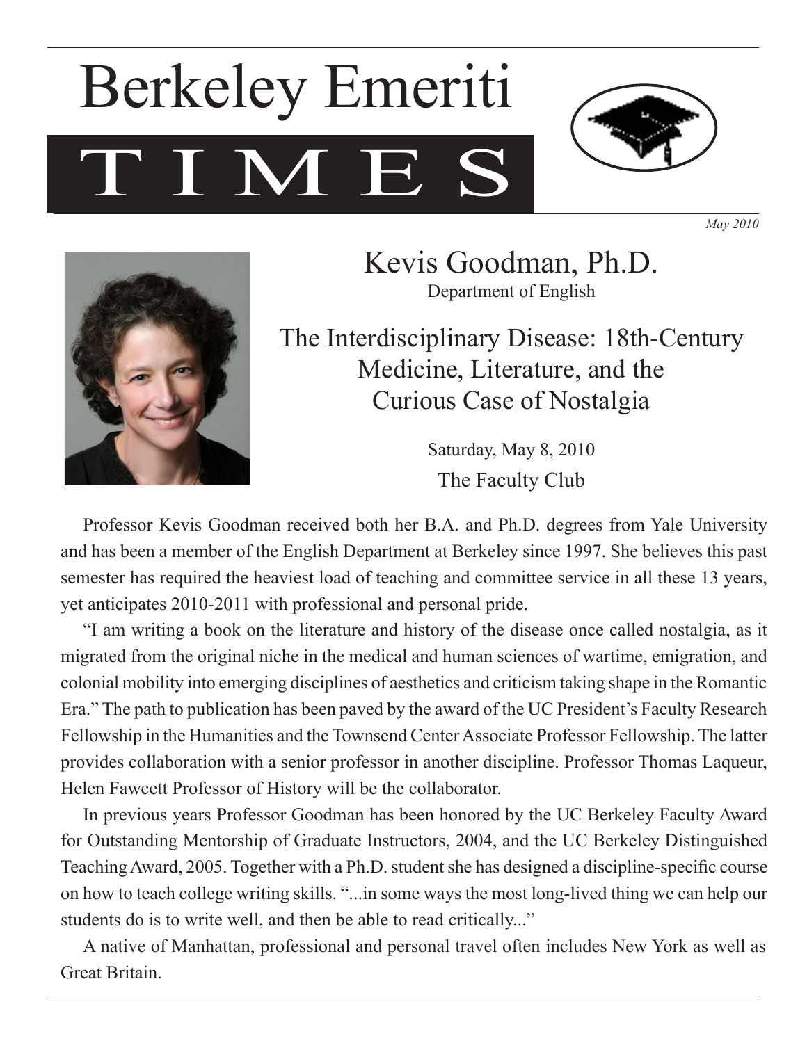# Berkeley Emeriti TIMES

*May 2010*

## Kevis Goodman, Ph.D.

Department of English

## The Interdisciplinary Disease: 18th-Century Medicine, Literature, and the Curious Case of Nostalgia

Saturday, May 8, 2010

The Faculty Club

Professor Kevis Goodman received both her B.A. and Ph.D. degrees from Yale University and has been a member of the English Department at Berkeley since 1997. She believes this past semester has required the heaviest load of teaching and committee service in all these 13 years, yet anticipates 2010-2011 with professional and personal pride.

"I am writing a book on the literature and history of the disease once called nostalgia, as it migrated from the original niche in the medical and human sciences of wartime, emigration, and colonial mobility into emerging disciplines of aesthetics and criticism taking shape in the Romantic Era." The path to publication has been paved by the award of the UC President's Faculty Research Fellowship in the Humanities and the Townsend Center Associate Professor Fellowship. The latter provides collaboration with a senior professor in another discipline. Professor Thomas Laqueur, Helen Fawcett Professor of History will be the collaborator.

In previous years Professor Goodman has been honored by the UC Berkeley Faculty Award for Outstanding Mentorship of Graduate Instructors, 2004, and the UC Berkeley Distinguished Teaching Award, 2005. Together with a Ph.D. student she has designed a discipline-specific course on how to teach college writing skills. "...in some ways the most long-lived thing we can help our students do is to write well, and then be able to read critically..."

A native of Manhattan, professional and personal travel often includes New York as well as Great Britain.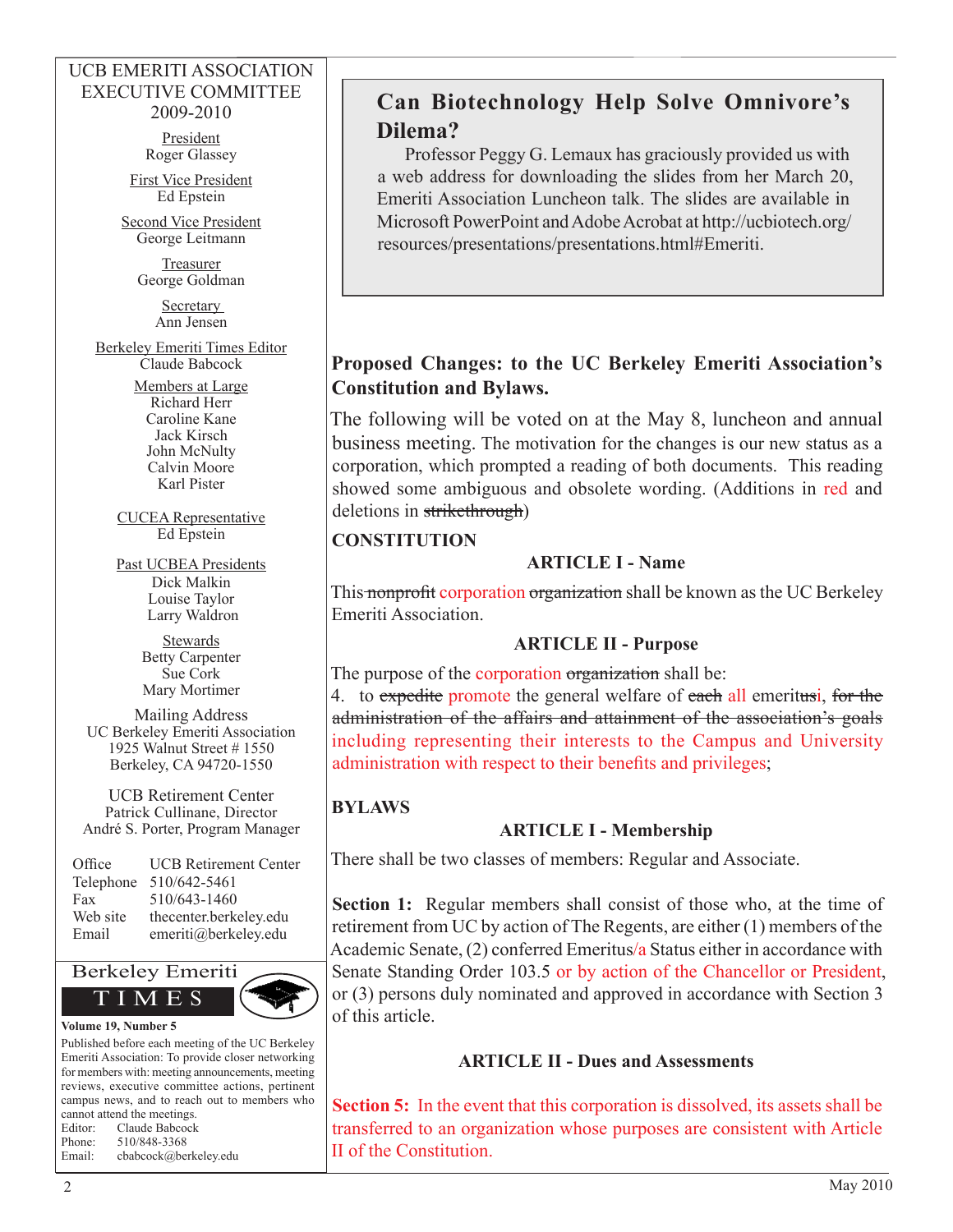UCB EMERITI ASSOCIATION
EXECUTIVE COMMITTEE
2009-2010

President
Roger Glassey

First Vice President
Ed Epstein

Second Vice President
George Leitmann

Treasurer
George Goldman

Secretary
Ann Jensen

Berkeley Emeriti Times Editor
Claude Babcock

Members at Large
Richard Herr
Caroline Kane
Jack Kirsch
John McNulty
Calvin Moore
Karl Pister

CUCEA Representative
Ed Epstein

Past UCBEA Presidents
Dick Malkin
Louise Taylor
Larry Waldron

Stewards
Betty Carpenter
Sue Cork
Mary Mortimer

Mailing Address
UC Berkeley Emeriti Association
1925 Walnut Street # 1550
Berkeley, CA 94720-1550

UCB Retirement Center
Patrick Cullinane, Director
André S. Porter, Program Manager

| | |
|---|---|
| Office | UCB Retirement Center |
| Telephone | 510/642-5461 |
| Fax | 510/643-1460 |
| Web site | thecenter.berkeley.edu |
| Email | emeriti@berkeley.edu |

Berkeley Emeriti TIMES

**Volume 19, Number 5**

Published before each meeting of the UC Berkeley Emeriti Association: To provide closer networking for members with: meeting announcements, meeting reviews, executive committee actions, pertinent campus news, and to reach out to members who cannot attend the meetings.

Editor: Claude Babcock
Phone: 510/848-3368
Email: cbabcock@berkeley.edu

## Can Biotechnology Help Solve Omnivore's Dilema?

Professor Peggy G. Lemaux has graciously provided us with a web address for downloading the slides from her March 20, Emeriti Association Luncheon talk. The slides are available in Microsoft PowerPoint and Adobe Acrobat at http://ucbiotech.org/resources/presentations/presentations.html#Emeriti.

## Proposed Changes: to the UC Berkeley Emeriti Association's Constitution and Bylaws.

The following will be voted on at the May 8, luncheon and annual business meeting. The motivation for the changes is our new status as a corporation, which prompted a reading of both documents. This reading showed some ambiguous and obsolete wording. (Additions in red and deletions in ~~strikethrough~~)

### CONSTITUTION

#### ARTICLE I - Name

This ~~nonprofit~~ corporation ~~organization~~ shall be known as the UC Berkeley Emeriti Association.

#### ARTICLE II - Purpose

The purpose of the corporation ~~organization~~ shall be:

4. to ~~expedite~~ promote the general welfare of ~~each~~ all emerit~~us~~i, ~~for the administration of the affairs and attainment of the association's goals~~ including representing their interests to the Campus and University administration with respect to their benefits and privileges;

### BYLAWS

#### ARTICLE I - Membership

There shall be two classes of members: Regular and Associate.

**Section 1:** Regular members shall consist of those who, at the time of retirement from UC by action of The Regents, are either (1) members of the Academic Senate, (2) conferred Emeritus/a Status either in accordance with Senate Standing Order 103.5 or by action of the Chancellor or President, or (3) persons duly nominated and approved in accordance with Section 3 of this article.

#### ARTICLE II - Dues and Assessments

**Section 5:** In the event that this corporation is dissolved, its assets shall be transferred to an organization whose purposes are consistent with Article II of the Constitution.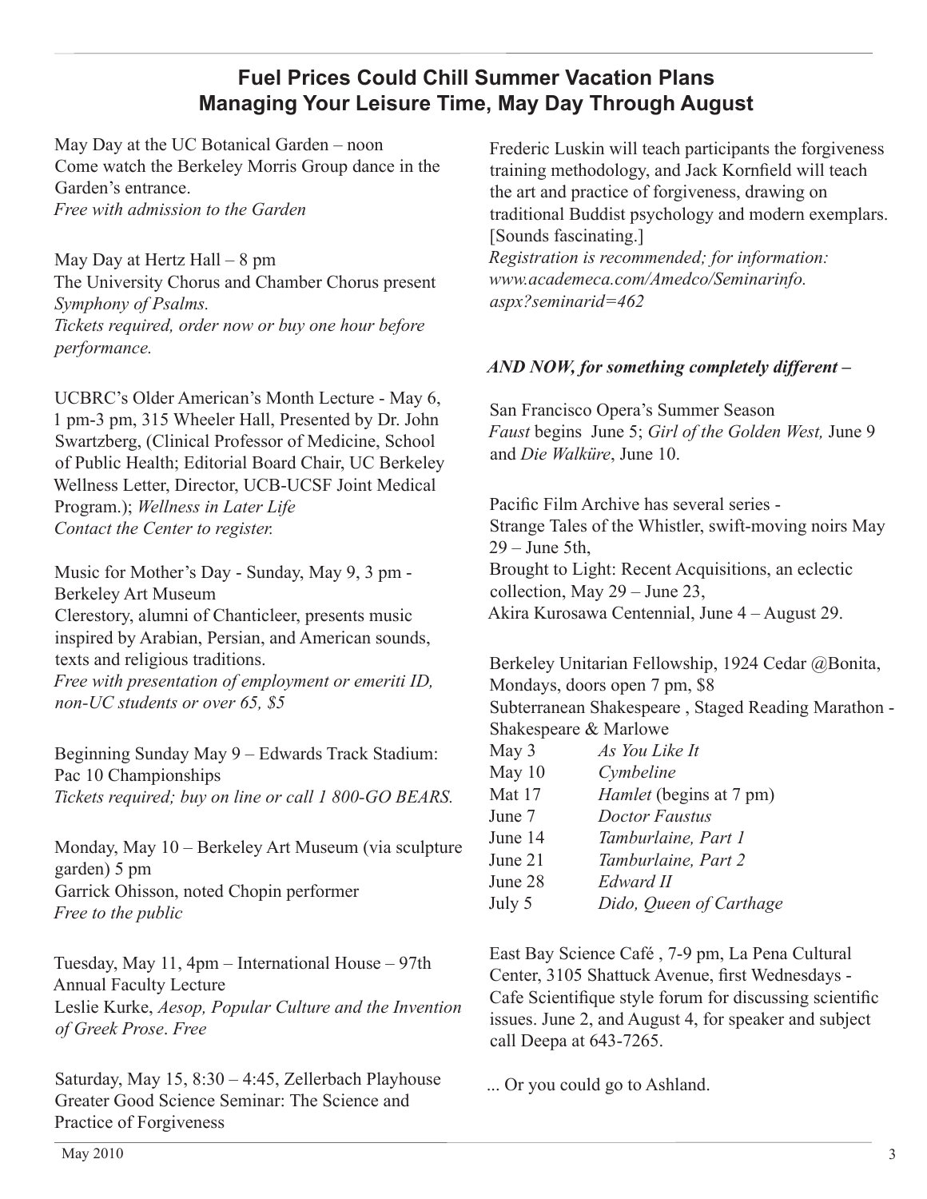## Fuel Prices Could Chill Summer Vacation Plans
## Managing Your Leisure Time, May Day Through August

May Day at the UC Botanical Garden – noon
Come watch the Berkeley Morris Group dance in the Garden's entrance.
*Free with admission to the Garden*

May Day at Hertz Hall – 8 pm
The University Chorus and Chamber Chorus present *Symphony of Psalms.*
*Tickets required, order now or buy one hour before performance.*

UCBRC's Older American's Month Lecture - May 6, 1 pm-3 pm, 315 Wheeler Hall, Presented by Dr. John Swartzberg, (Clinical Professor of Medicine, School of Public Health; Editorial Board Chair, UC Berkeley Wellness Letter, Director, UCB-UCSF Joint Medical Program.); *Wellness in Later Life*
*Contact the Center to register.*

Music for Mother's Day - Sunday, May 9, 3 pm - Berkeley Art Museum
Clerestory, alumni of Chanticleer, presents music inspired by Arabian, Persian, and American sounds, texts and religious traditions.
*Free with presentation of employment or emeriti ID, non-UC students or over 65, $5*

Beginning Sunday May 9 – Edwards Track Stadium: Pac 10 Championships
*Tickets required; buy on line or call 1 800-GO BEARS.*

Monday, May 10 – Berkeley Art Museum (via sculpture garden) 5 pm
Garrick Ohisson, noted Chopin performer
*Free to the public*

Tuesday, May 11, 4pm – International House – 97th Annual Faculty Lecture
Leslie Kurke, *Aesop, Popular Culture and the Invention of Greek Prose*. *Free*

Saturday, May 15, 8:30 – 4:45, Zellerbach Playhouse
Greater Good Science Seminar: The Science and Practice of Forgiveness
Frederic Luskin will teach participants the forgiveness training methodology, and Jack Kornfield will teach the art and practice of forgiveness, drawing on traditional Buddist psychology and modern exemplars. [Sounds fascinating.]
*Registration is recommended; for information: www.academeca.com/Amedco/Seminarinfo.aspx?seminarid=462*

***AND NOW, for something completely different –***

San Francisco Opera's Summer Season
*Faust* begins June 5; *Girl of the Golden West,* June 9 and *Die Walküre*, June 10.

Pacific Film Archive has several series -
Strange Tales of the Whistler, swift-moving noirs May 29 – June 5th,
Brought to Light: Recent Acquisitions, an eclectic collection, May 29 – June 23,
Akira Kurosawa Centennial, June 4 – August 29.

Berkeley Unitarian Fellowship, 1924 Cedar @Bonita, Mondays, doors open 7 pm, $8
Subterranean Shakespeare , Staged Reading Marathon - Shakespeare & Marlowe

| | |
|---|---|
| May 3 | *As You Like It* |
| May 10 | *Cymbeline* |
| Mat 17 | *Hamlet* (begins at 7 pm) |
| June 7 | *Doctor Faustus* |
| June 14 | *Tamburlaine, Part 1* |
| June 21 | *Tamburlaine, Part 2* |
| June 28 | *Edward II* |
| July 5 | *Dido, Queen of Carthage* |

East Bay Science Café , 7-9 pm, La Pena Cultural Center, 3105 Shattuck Avenue, first Wednesdays - Cafe Scientifique style forum for discussing scientific issues. June 2, and August 4, for speaker and subject call Deepa at 643-7265.

... Or you could go to Ashland.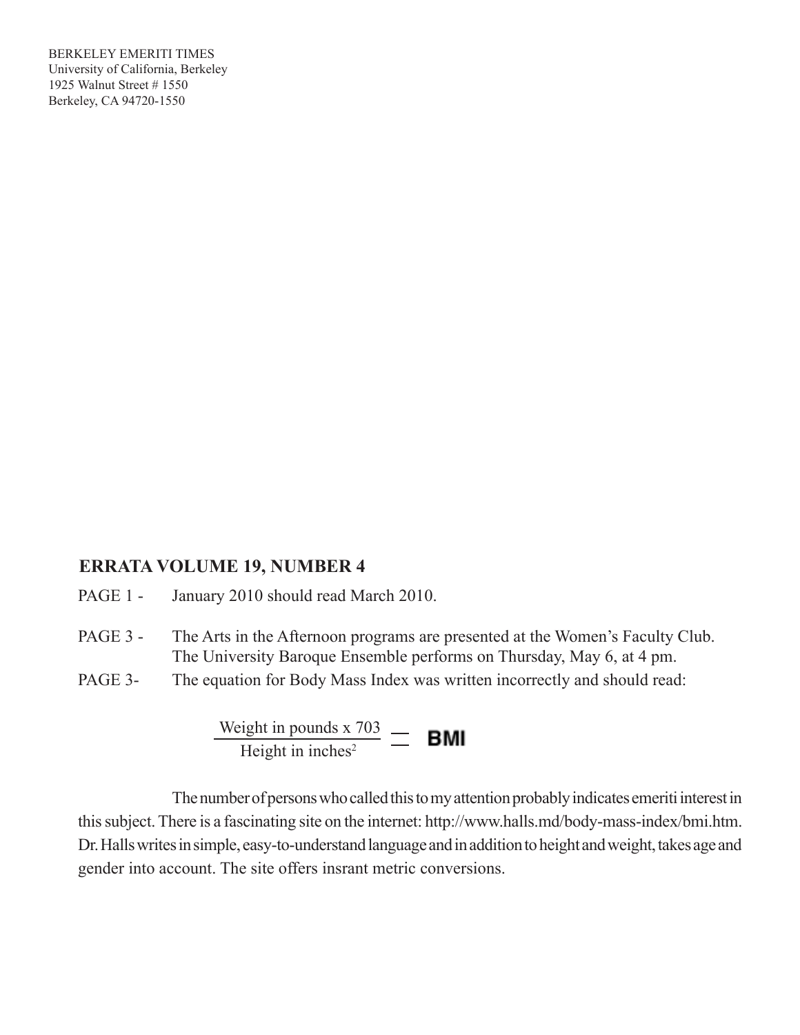BERKELEY EMERITI TIMES
University of California, Berkeley
1925 Walnut Street # 1550
Berkeley, CA 94720-1550

## ERRATA VOLUME 19, NUMBER 4

PAGE 1 - January 2010 should read March 2010.

PAGE 3 - The Arts in the Afternoon programs are presented at the Women's Faculty Club. The University Baroque Ensemble performs on Thursday, May 6, at 4 pm.

PAGE 3- The equation for Body Mass Index was written incorrectly and should read:

$$\frac{\text{Weight in pounds x 703}}{\text{Height in inches}^2} = \textbf{BMI}$$

The number of persons who called this to my attention probably indicates emeriti interest in this subject. There is a fascinating site on the internet: http://www.halls.md/body-mass-index/bmi.htm. Dr. Halls writes in simple, easy-to-understand language and in addition to height and weight, takes age and gender into account. The site offers insrant metric conversions.